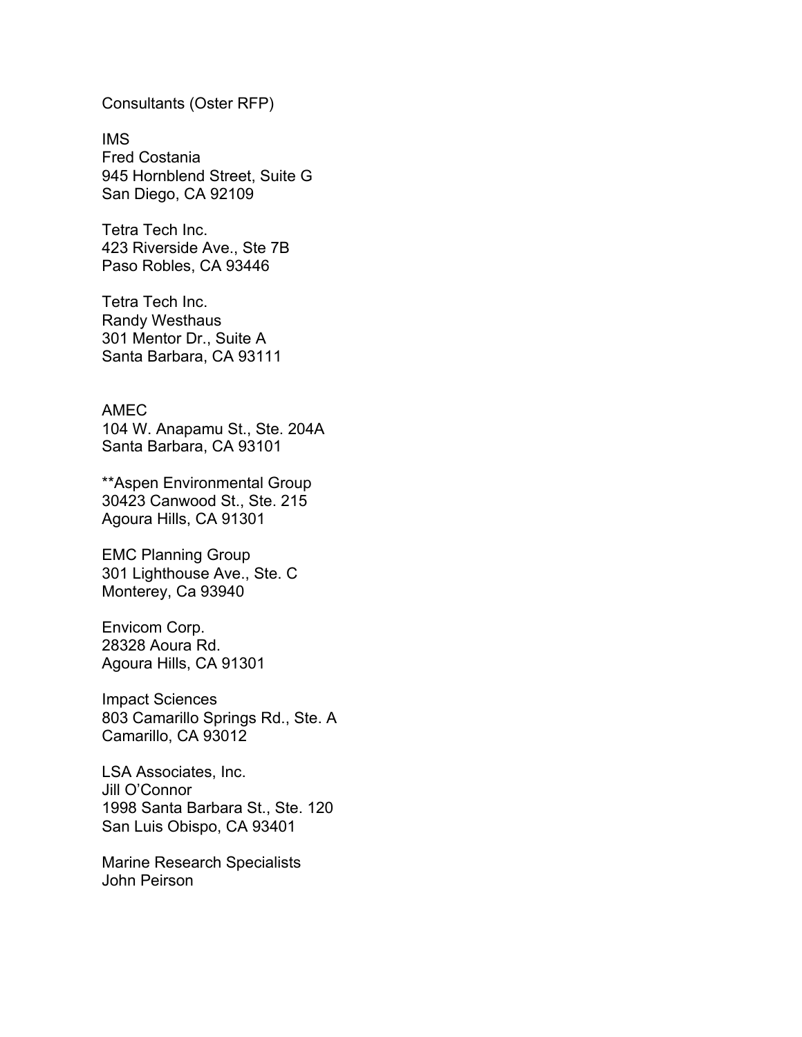Consultants (Oster RFP)

IMS
Fred Costania
945 Hornblend Street, Suite G
San Diego, CA 92109

Tetra Tech Inc.
423 Riverside Ave., Ste 7B
Paso Robles, CA 93446

Tetra Tech Inc.
Randy Westhaus
301 Mentor Dr., Suite A
Santa Barbara, CA 93111

AMEC
104 W. Anapamu St., Ste. 204A
Santa Barbara, CA 93101

**Aspen Environmental Group
30423 Canwood St., Ste. 215
Agoura Hills, CA 91301

EMC Planning Group
301 Lighthouse Ave., Ste. C
Monterey, Ca 93940

Envicom Corp.
28328 Aoura Rd.
Agoura Hills, CA 91301

Impact Sciences
803 Camarillo Springs Rd., Ste. A
Camarillo, CA 93012

LSA Associates, Inc.
Jill O'Connor
1998 Santa Barbara St., Ste. 120
San Luis Obispo, CA 93401

Marine Research Specialists
John Peirson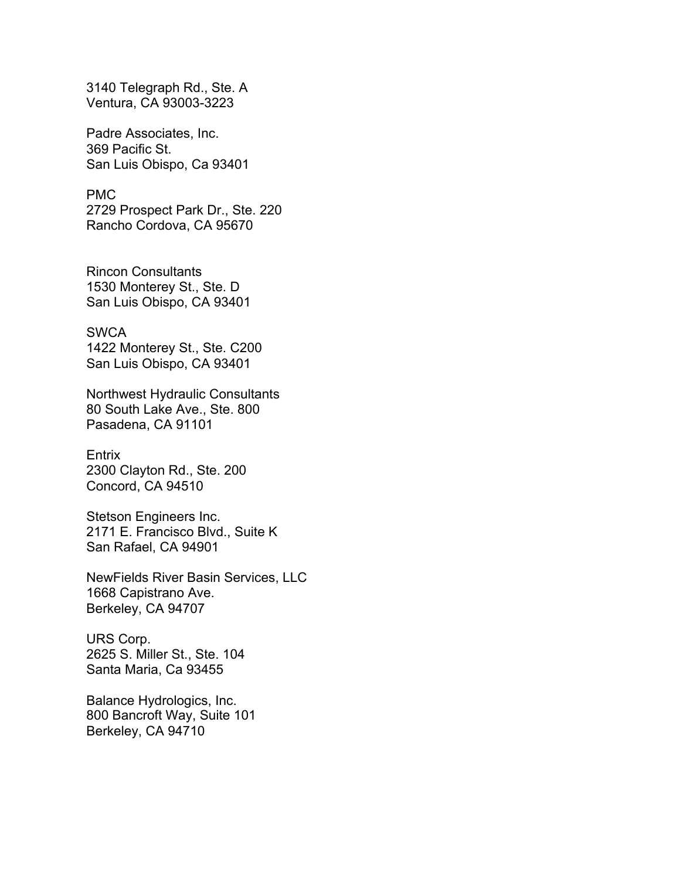3140 Telegraph Rd., Ste. A
Ventura, CA 93003-3223

Padre Associates, Inc.
369 Pacific St.
San Luis Obispo, Ca 93401

PMC
2729 Prospect Park Dr., Ste. 220
Rancho Cordova, CA 95670

Rincon Consultants
1530 Monterey St., Ste. D
San Luis Obispo, CA 93401

SWCA
1422 Monterey St., Ste. C200
San Luis Obispo, CA 93401

Northwest Hydraulic Consultants
80 South Lake Ave., Ste. 800
Pasadena, CA 91101

Entrix
2300 Clayton Rd., Ste. 200
Concord, CA 94510

Stetson Engineers Inc.
2171 E. Francisco Blvd., Suite K
San Rafael, CA 94901

NewFields River Basin Services, LLC
1668 Capistrano Ave.
Berkeley, CA 94707

URS Corp.
2625 S. Miller St., Ste. 104
Santa Maria, Ca 93455

Balance Hydrologics, Inc.
800 Bancroft Way, Suite 101
Berkeley, CA 94710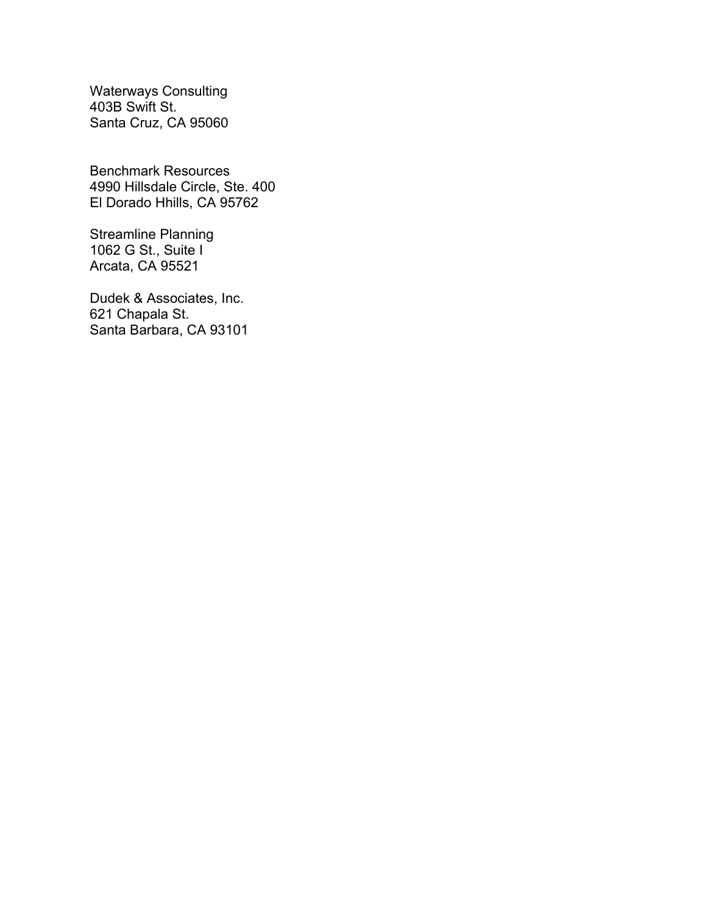Waterways Consulting
403B Swift St.
Santa Cruz, CA 95060

Benchmark Resources
4990 Hillsdale Circle, Ste. 400
El Dorado Hhills, CA 95762

Streamline Planning
1062 G St., Suite I
Arcata, CA 95521

Dudek & Associates, Inc.
621 Chapala St.
Santa Barbara, CA 93101